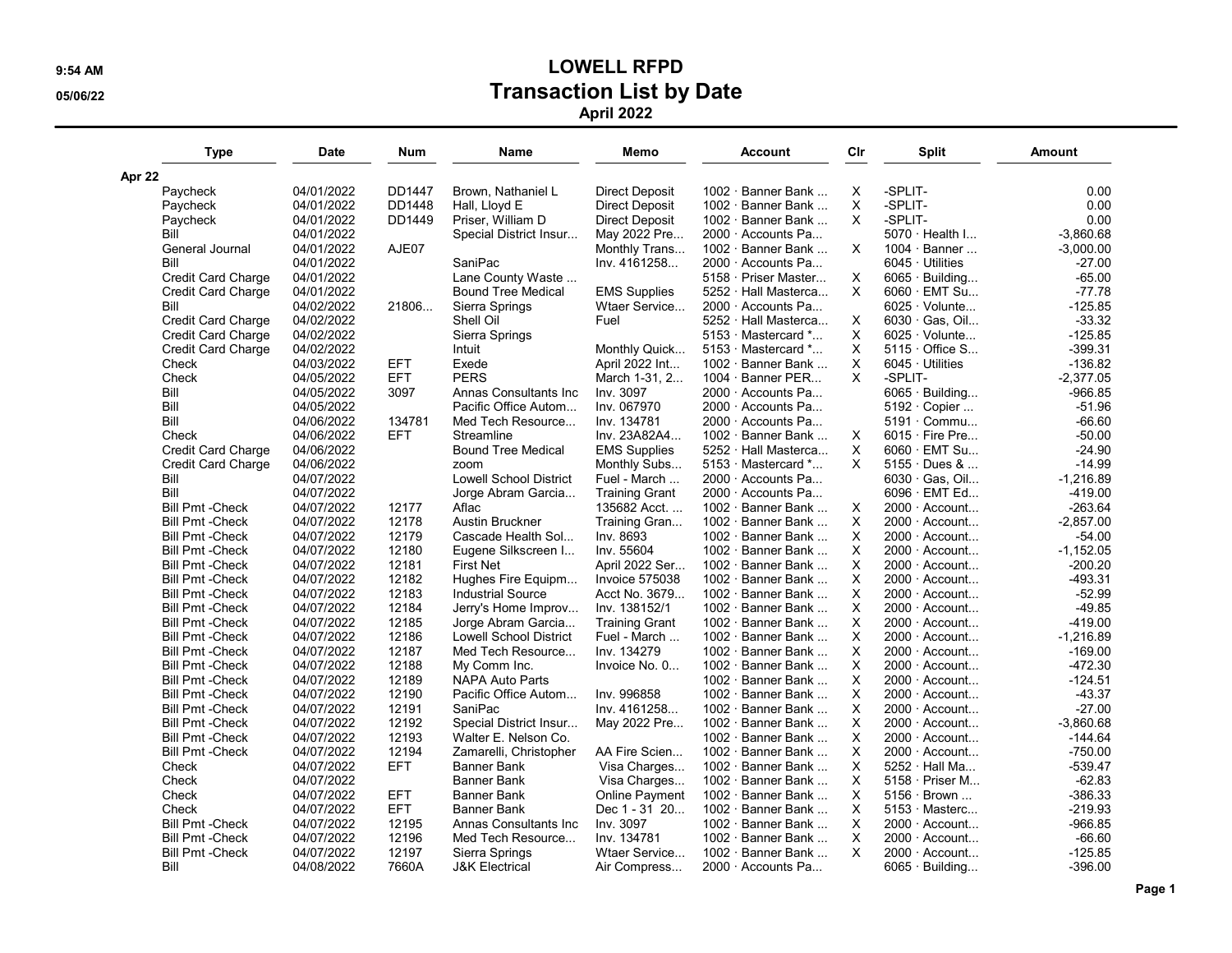# LOWELL RFPD

## Transaction List by Date

### April 2022

9:54 AM
05/06/22

| Type | Date | Num | Name | Memo | Account | Clr | Split | Amount |
|---|---|---|---|---|---|---|---|---|
| **Apr 22** | | | | | | | | |
| Paycheck | 04/01/2022 | DD1447 | Brown, Nathaniel L | Direct Deposit | 1002 · Banner Bank ... | X | -SPLIT- | 0.00 |
| Paycheck | 04/01/2022 | DD1448 | Hall, Lloyd E | Direct Deposit | 1002 · Banner Bank ... | X | -SPLIT- | 0.00 |
| Paycheck | 04/01/2022 | DD1449 | Priser, William D | Direct Deposit | 1002 · Banner Bank ... | X | -SPLIT- | 0.00 |
| Bill | 04/01/2022 | | Special District Insur... | May 2022 Pre... | 2000 · Accounts Pa... | | 5070 · Health I... | -3,860.68 |
| General Journal | 04/01/2022 | AJE07 | | Monthly Trans... | 1002 · Banner Bank ... | X | 1004 · Banner ... | -3,000.00 |
| Bill | 04/01/2022 | | SaniPac | Inv. 4161258... | 2000 · Accounts Pa... | | 6045 · Utilities | -27.00 |
| Credit Card Charge | 04/01/2022 | | Lane County Waste ... | | 5158 · Priser Master... | X | 6065 · Building... | -65.00 |
| Credit Card Charge | 04/01/2022 | | Bound Tree Medical | EMS Supplies | 5252 · Hall Masterca... | X | 6060 · EMT Su... | -77.78 |
| Bill | 04/02/2022 | 21806... | Sierra Springs | Wtaer Service... | 2000 · Accounts Pa... | | 6025 · Volunte... | -125.85 |
| Credit Card Charge | 04/02/2022 | | Shell Oil | Fuel | 5252 · Hall Masterca... | X | 6030 · Gas, Oil... | -33.32 |
| Credit Card Charge | 04/02/2022 | | Sierra Springs | | 5153 · Mastercard *... | X | 6025 · Volunte... | -125.85 |
| Credit Card Charge | 04/02/2022 | | Intuit | Monthly Quick... | 5153 · Mastercard *... | X | 5115 · Office S... | -399.31 |
| Check | 04/03/2022 | EFT | Exede | April 2022 Int... | 1002 · Banner Bank ... | X | 6045 · Utilities | -136.82 |
| Check | 04/05/2022 | EFT | PERS | March 1-31, 2... | 1004 · Banner PER... | X | -SPLIT- | -2,377.05 |
| Bill | 04/05/2022 | 3097 | Annas Consultants Inc | Inv. 3097 | 2000 · Accounts Pa... | | 6065 · Building... | -966.85 |
| Bill | 04/05/2022 | | Pacific Office Autom... | Inv. 067970 | 2000 · Accounts Pa... | | 5192 · Copier ... | -51.96 |
| Bill | 04/06/2022 | 134781 | Med Tech Resource... | Inv. 134781 | 2000 · Accounts Pa... | | 5191 · Commu... | -66.60 |
| Check | 04/06/2022 | EFT | Streamline | Inv. 23A82A4... | 1002 · Banner Bank ... | X | 6015 · Fire Pre... | -50.00 |
| Credit Card Charge | 04/06/2022 | | Bound Tree Medical | EMS Supplies | 5252 · Hall Masterca... | X | 6060 · EMT Su... | -24.90 |
| Credit Card Charge | 04/06/2022 | | zoom | Monthly Subs... | 5153 · Mastercard *... | X | 5155 · Dues & ... | -14.99 |
| Bill | 04/07/2022 | | Lowell School District | Fuel - March ... | 2000 · Accounts Pa... | | 6030 · Gas, Oil... | -1,216.89 |
| Bill | 04/07/2022 | | Jorge Abram Garcia... | Training Grant | 2000 · Accounts Pa... | | 6096 · EMT Ed... | -419.00 |
| Bill Pmt -Check | 04/07/2022 | 12177 | Aflac | 135682 Acct. ... | 1002 · Banner Bank ... | X | 2000 · Account... | -263.64 |
| Bill Pmt -Check | 04/07/2022 | 12178 | Austin Bruckner | Training Gran... | 1002 · Banner Bank ... | X | 2000 · Account... | -2,857.00 |
| Bill Pmt -Check | 04/07/2022 | 12179 | Cascade Health Sol... | Inv. 8693 | 1002 · Banner Bank ... | X | 2000 · Account... | -54.00 |
| Bill Pmt -Check | 04/07/2022 | 12180 | Eugene Silkscreen I... | Inv. 55604 | 1002 · Banner Bank ... | X | 2000 · Account... | -1,152.05 |
| Bill Pmt -Check | 04/07/2022 | 12181 | First Net | April 2022 Ser... | 1002 · Banner Bank ... | X | 2000 · Account... | -200.20 |
| Bill Pmt -Check | 04/07/2022 | 12182 | Hughes Fire Equipm... | Invoice 575038 | 1002 · Banner Bank ... | X | 2000 · Account... | -493.31 |
| Bill Pmt -Check | 04/07/2022 | 12183 | Industrial Source | Acct No. 3679... | 1002 · Banner Bank ... | X | 2000 · Account... | -52.99 |
| Bill Pmt -Check | 04/07/2022 | 12184 | Jerry's Home Improv... | Inv. 138152/1 | 1002 · Banner Bank ... | X | 2000 · Account... | -49.85 |
| Bill Pmt -Check | 04/07/2022 | 12185 | Jorge Abram Garcia... | Training Grant | 1002 · Banner Bank ... | X | 2000 · Account... | -419.00 |
| Bill Pmt -Check | 04/07/2022 | 12186 | Lowell School District | Fuel - March ... | 1002 · Banner Bank ... | X | 2000 · Account... | -1,216.89 |
| Bill Pmt -Check | 04/07/2022 | 12187 | Med Tech Resource... | Inv. 134279 | 1002 · Banner Bank ... | X | 2000 · Account... | -169.00 |
| Bill Pmt -Check | 04/07/2022 | 12188 | My Comm Inc. | Invoice No. 0... | 1002 · Banner Bank ... | X | 2000 · Account... | -472.30 |
| Bill Pmt -Check | 04/07/2022 | 12189 | NAPA Auto Parts | | 1002 · Banner Bank ... | X | 2000 · Account... | -124.51 |
| Bill Pmt -Check | 04/07/2022 | 12190 | Pacific Office Autom... | Inv. 996858 | 1002 · Banner Bank ... | X | 2000 · Account... | -43.37 |
| Bill Pmt -Check | 04/07/2022 | 12191 | SaniPac | Inv. 4161258... | 1002 · Banner Bank ... | X | 2000 · Account... | -27.00 |
| Bill Pmt -Check | 04/07/2022 | 12192 | Special District Insur... | May 2022 Pre... | 1002 · Banner Bank ... | X | 2000 · Account... | -3,860.68 |
| Bill Pmt -Check | 04/07/2022 | 12193 | Walter E. Nelson Co. | | 1002 · Banner Bank ... | X | 2000 · Account... | -144.64 |
| Bill Pmt -Check | 04/07/2022 | 12194 | Zamarelli, Christopher | AA Fire Scien... | 1002 · Banner Bank ... | X | 2000 · Account... | -750.00 |
| Check | 04/07/2022 | EFT | Banner Bank | Visa Charges... | 1002 · Banner Bank ... | X | 5252 · Hall Ma... | -539.47 |
| Check | 04/07/2022 | | Banner Bank | Visa Charges... | 1002 · Banner Bank ... | X | 5158 · Priser M... | -62.83 |
| Check | 04/07/2022 | EFT | Banner Bank | Online Payment | 1002 · Banner Bank ... | X | 5156 · Brown ... | -386.33 |
| Check | 04/07/2022 | EFT | Banner Bank | Dec 1 - 31 20... | 1002 · Banner Bank ... | X | 5153 · Masterc... | -219.93 |
| Bill Pmt -Check | 04/07/2022 | 12195 | Annas Consultants Inc | Inv. 3097 | 1002 · Banner Bank ... | X | 2000 · Account... | -966.85 |
| Bill Pmt -Check | 04/07/2022 | 12196 | Med Tech Resource... | Inv. 134781 | 1002 · Banner Bank ... | X | 2000 · Account... | -66.60 |
| Bill Pmt -Check | 04/07/2022 | 12197 | Sierra Springs | Wtaer Service... | 1002 · Banner Bank ... | X | 2000 · Account... | -125.85 |
| Bill | 04/08/2022 | 7660A | J&K Electrical | Air Compress... | 2000 · Accounts Pa... | | 6065 · Building... | -396.00 |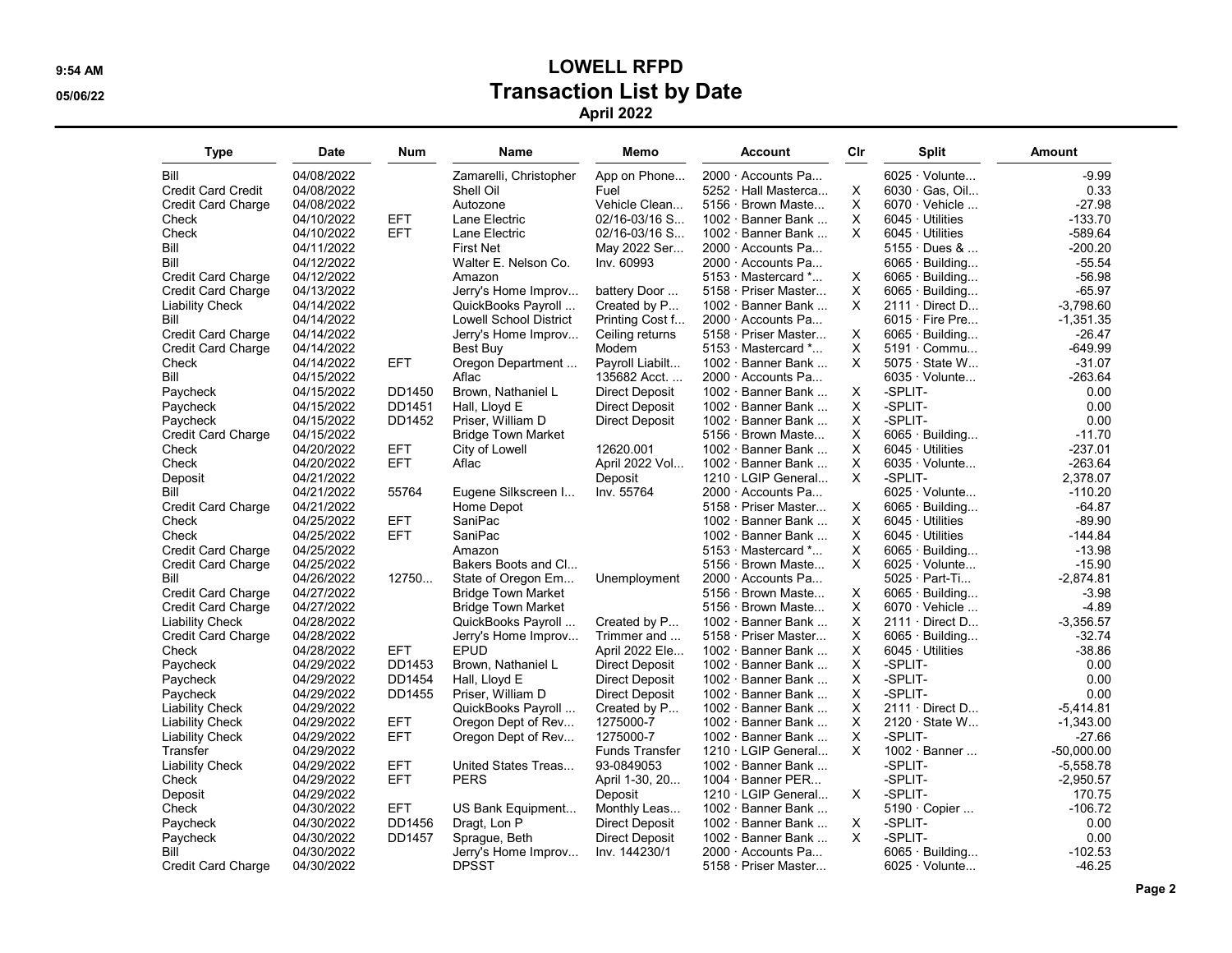# LOWELL RFPD

## Transaction List by Date

### April 2022

9:54 AM
05/06/22

| Type | Date | Num | Name | Memo | Account | Clr | Split | Amount |
|---|---|---|---|---|---|---|---|---|
| Bill | 04/08/2022 | | Zamarelli, Christopher | App on Phone... | 2000 · Accounts Pa... | | 6025 · Volunte... | -9.99 |
| Credit Card Credit | 04/08/2022 | | Shell Oil | Fuel | 5252 · Hall Masterca... | X | 6030 · Gas, Oil... | 0.33 |
| Credit Card Charge | 04/08/2022 | | Autozone | Vehicle Clean... | 5156 · Brown Maste... | X | 6070 · Vehicle ... | -27.98 |
| Check | 04/10/2022 | EFT | Lane Electric | 02/16-03/16 S... | 1002 · Banner Bank ... | X | 6045 · Utilities | -133.70 |
| Check | 04/10/2022 | EFT | Lane Electric | 02/16-03/16 S... | 1002 · Banner Bank ... | X | 6045 · Utilities | -589.64 |
| Bill | 04/11/2022 | | First Net | May 2022 Ser... | 2000 · Accounts Pa... | | 5155 · Dues & ... | -200.20 |
| Bill | 04/12/2022 | | Walter E. Nelson Co. | Inv. 60993 | 2000 · Accounts Pa... | | 6065 · Building... | -55.54 |
| Credit Card Charge | 04/12/2022 | | Amazon | | 5153 · Mastercard *... | X | 6065 · Building... | -56.98 |
| Credit Card Charge | 04/13/2022 | | Jerry's Home Improv... | battery Door ... | 5158 · Priser Master... | X | 6065 · Building... | -65.97 |
| Liability Check | 04/14/2022 | | QuickBooks Payroll ... | Created by P... | 1002 · Banner Bank ... | X | 2111 · Direct D... | -3,798.60 |
| Bill | 04/14/2022 | | Lowell School District | Printing Cost f... | 2000 · Accounts Pa... | | 6015 · Fire Pre... | -1,351.35 |
| Credit Card Charge | 04/14/2022 | | Jerry's Home Improv... | Ceiling returns | 5158 · Priser Master... | X | 6065 · Building... | -26.47 |
| Credit Card Charge | 04/14/2022 | | Best Buy | Modem | 5153 · Mastercard *... | X | 5191 · Commu... | -649.99 |
| Check | 04/14/2022 | EFT | Oregon Department ... | Payroll Liabilt... | 1002 · Banner Bank ... | X | 5075 · State W... | -31.07 |
| Bill | 04/15/2022 | | Aflac | 135682 Acct. ... | 2000 · Accounts Pa... | | 6035 · Volunte... | -263.64 |
| Paycheck | 04/15/2022 | DD1450 | Brown, Nathaniel L | Direct Deposit | 1002 · Banner Bank ... | X | -SPLIT- | 0.00 |
| Paycheck | 04/15/2022 | DD1451 | Hall, Lloyd E | Direct Deposit | 1002 · Banner Bank ... | X | -SPLIT- | 0.00 |
| Paycheck | 04/15/2022 | DD1452 | Priser, William D | Direct Deposit | 1002 · Banner Bank ... | X | -SPLIT- | 0.00 |
| Credit Card Charge | 04/15/2022 | | Bridge Town Market | | 5156 · Brown Maste... | X | 6065 · Building... | -11.70 |
| Check | 04/20/2022 | EFT | City of Lowell | 12620.001 | 1002 · Banner Bank ... | X | 6045 · Utilities | -237.01 |
| Check | 04/20/2022 | EFT | Aflac | April 2022 Vol... | 1002 · Banner Bank ... | X | 6035 · Volunte... | -263.64 |
| Deposit | 04/21/2022 | | | Deposit | 1210 · LGIP General... | X | -SPLIT- | 2,378.07 |
| Bill | 04/21/2022 | 55764 | Eugene Silkscreen I... | Inv. 55764 | 2000 · Accounts Pa... | | 6025 · Volunte... | -110.20 |
| Credit Card Charge | 04/21/2022 | | Home Depot | | 5158 · Priser Master... | X | 6065 · Building... | -64.87 |
| Check | 04/25/2022 | EFT | SaniPac | | 1002 · Banner Bank ... | X | 6045 · Utilities | -89.90 |
| Check | 04/25/2022 | EFT | SaniPac | | 1002 · Banner Bank ... | X | 6045 · Utilities | -144.84 |
| Credit Card Charge | 04/25/2022 | | Amazon | | 5153 · Mastercard *... | X | 6065 · Building... | -13.98 |
| Credit Card Charge | 04/25/2022 | | Bakers Boots and Cl... | | 5156 · Brown Maste... | X | 6025 · Volunte... | -15.90 |
| Bill | 04/26/2022 | 12750... | State of Oregon Em... | Unemployment | 2000 · Accounts Pa... | | 5025 · Part-Ti... | -2,874.81 |
| Credit Card Charge | 04/27/2022 | | Bridge Town Market | | 5156 · Brown Maste... | X | 6065 · Building... | -3.98 |
| Credit Card Charge | 04/27/2022 | | Bridge Town Market | | 5156 · Brown Maste... | X | 6070 · Vehicle ... | -4.89 |
| Liability Check | 04/28/2022 | | QuickBooks Payroll ... | Created by P... | 1002 · Banner Bank ... | X | 2111 · Direct D... | -3,356.57 |
| Credit Card Charge | 04/28/2022 | | Jerry's Home Improv... | Trimmer and ... | 5158 · Priser Master... | X | 6065 · Building... | -32.74 |
| Check | 04/28/2022 | EFT | EPUD | April 2022 Ele... | 1002 · Banner Bank ... | X | 6045 · Utilities | -38.86 |
| Paycheck | 04/29/2022 | DD1453 | Brown, Nathaniel L | Direct Deposit | 1002 · Banner Bank ... | X | -SPLIT- | 0.00 |
| Paycheck | 04/29/2022 | DD1454 | Hall, Lloyd E | Direct Deposit | 1002 · Banner Bank ... | X | -SPLIT- | 0.00 |
| Paycheck | 04/29/2022 | DD1455 | Priser, William D | Direct Deposit | 1002 · Banner Bank ... | X | -SPLIT- | 0.00 |
| Liability Check | 04/29/2022 | | QuickBooks Payroll ... | Created by P... | 1002 · Banner Bank ... | X | 2111 · Direct D... | -5,414.81 |
| Liability Check | 04/29/2022 | EFT | Oregon Dept of Rev... | 1275000-7 | 1002 · Banner Bank ... | X | 2120 · State W... | -1,343.00 |
| Liability Check | 04/29/2022 | EFT | Oregon Dept of Rev... | 1275000-7 | 1002 · Banner Bank ... | X | -SPLIT- | -27.66 |
| Transfer | 04/29/2022 | | | Funds Transfer | 1210 · LGIP General... | X | 1002 · Banner ... | -50,000.00 |
| Liability Check | 04/29/2022 | EFT | United States Treas... | 93-0849053 | 1002 · Banner Bank ... | X | -SPLIT- | -5,558.78 |
| Check | 04/29/2022 | EFT | PERS | April 1-30, 20... | 1004 · Banner PER... | | -SPLIT- | -2,950.57 |
| Deposit | 04/29/2022 | | | Deposit | 1210 · LGIP General... | X | -SPLIT- | 170.75 |
| Check | 04/30/2022 | EFT | US Bank Equipment... | Monthly Leas... | 1002 · Banner Bank ... | | 5190 · Copier ... | -106.72 |
| Paycheck | 04/30/2022 | DD1456 | Dragt, Lon P | Direct Deposit | 1002 · Banner Bank ... | X | -SPLIT- | 0.00 |
| Paycheck | 04/30/2022 | DD1457 | Sprague, Beth | Direct Deposit | 1002 · Banner Bank ... | X | -SPLIT- | 0.00 |
| Bill | 04/30/2022 | | Jerry's Home Improv... | Inv. 144230/1 | 2000 · Accounts Pa... | | 6065 · Building... | -102.53 |
| Credit Card Charge | 04/30/2022 | | DPSST | | 5158 · Priser Master... | | 6025 · Volunte... | -46.25 |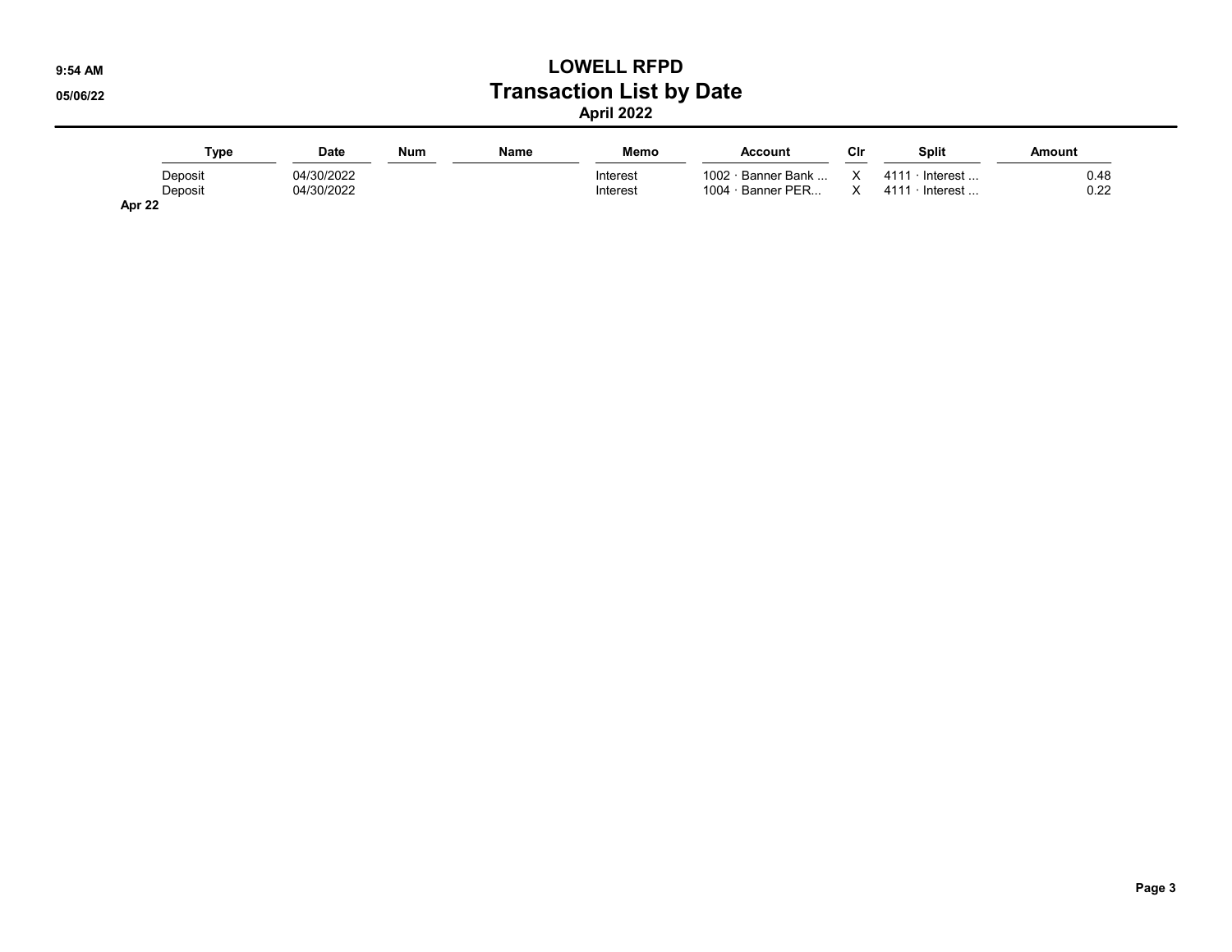# LOWELL RFPD

## Transaction List by Date

### April 2022

| | Type | Date | Num | Name | Memo | Account | Clr | Split | Amount |
|---|---|---|---|---|---|---|---|---|---|
| | Deposit | 04/30/2022 | | | Interest | 1002 · Banner Bank ... | X | 4111 · Interest ... | 0.48 |
| | Deposit | 04/30/2022 | | | Interest | 1004 · Banner PER... | X | 4111 · Interest ... | 0.22 |
| **Apr 22** | | | | | | | | | |